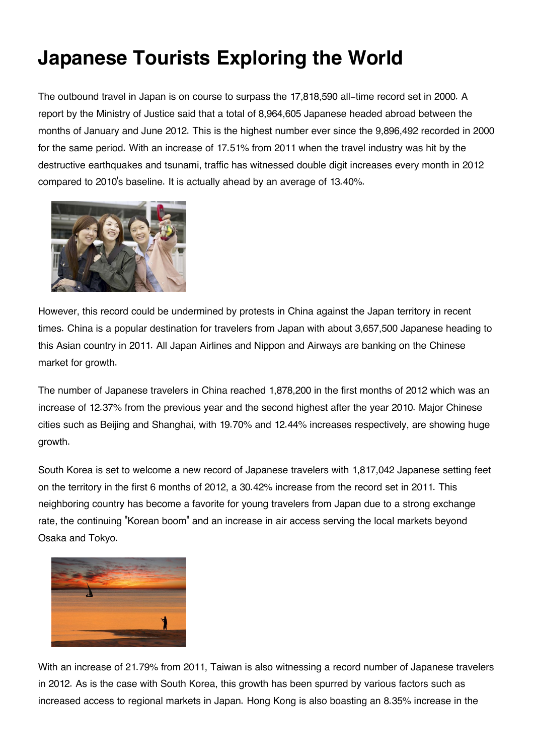# Japanese Tourists Exploring the World

The outbound travel in Japan is on course to surpass the 17,818,590 all-time record set in 2000. A report by the Ministry of Justice said that a total of 8,964,605 Japanese headed abroad between the months of January and June 2012. This is the highest number ever since the 9,896,492 recorded in 2000 for the same period. With an increase of 17.51% from 2011 when the travel industry was hit by the destructive earthquakes and tsunami, traffic has witnessed double digit increases every month in 2012 compared to 2010's baseline. It is actually ahead by an average of 13.40%.

However, this record could be undermined by protests in China against the Japan territory in recent times. China is a popular destination for travelers from Japan with about 3,657,500 Japanese heading to this Asian country in 2011. All Japan Airlines and Nippon and Airways are banking on the Chinese market for growth.

The number of Japanese travelers in China reached 1,878,200 in the first months of 2012 which was an increase of 12.37% from the previous year and the second highest after the year 2010. Major Chinese cities such as Beijing and Shanghai, with 19.70% and 12.44% increases respectively, are showing huge growth.

South Korea is set to welcome a new record of Japanese travelers with 1,817,042 Japanese setting feet on the territory in the first 6 months of 2012, a 30.42% increase from the record set in 2011. This neighboring country has become a favorite for young travelers from Japan due to a strong exchange rate, the continuing "Korean boom" and an increase in air access serving the local markets beyond Osaka and Tokyo.

With an increase of 21.79% from 2011, Taiwan is also witnessing a record number of Japanese travelers in 2012. As is the case with South Korea, this growth has been spurred by various factors such as increased access to regional markets in Japan. Hong Kong is also boasting an 8.35% increase in the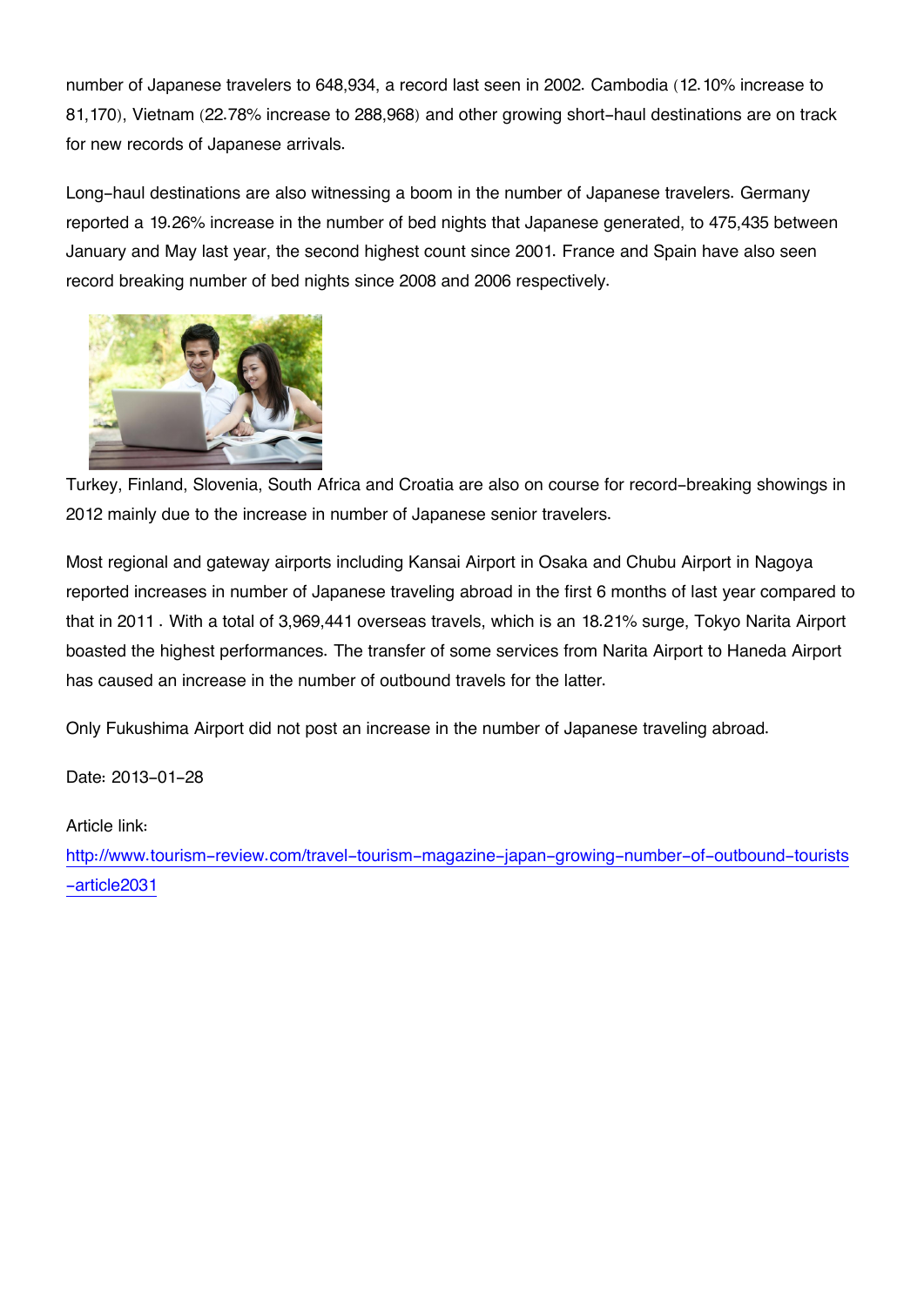number of Japanese travelers to 648,934, a record last seen in 2002. Cambodia (12.10% increase to 81,170), Vietnam (22.78% increase to 288,968) and other growing short-haul destinations are on track for new records of Japanese arrivals.

Long-haul destinations are also witnessing a boom in the number of Japanese travelers. Germany reported a 19.26% increase in the number of bed nights that Japanese generated, to 475,435 between January and May last year, the second highest count since 2001. France and Spain have also seen record breaking number of bed nights since 2008 and 2006 respectively.

Turkey, Finland, Slovenia, South Africa and Croatia are also on course for record-breaking showings in 2012 mainly due to the increase in number of Japanese senior travelers.

Most regional and gateway airports including Kansai Airport in Osaka and Chubu Airport in Nagoya reported increases in number of Japanese traveling abroad in the first 6 months of last year compared to that in 2011 . With a total of 3,969,441 overseas travels, which is an 18.21% surge, Tokyo Narita Airport boasted the highest performances. The transfer of some services from Narita Airport to Haneda Airport has caused an increase in the number of outbound travels for the latter.

Only Fukushima Airport did not post an increase in the number of Japanese traveling abroad.

Date: 2013-01-28

Article link:
http://www.tourism-review.com/travel-tourism-magazine-japan-growing-number-of-outbound-tourists-article2031